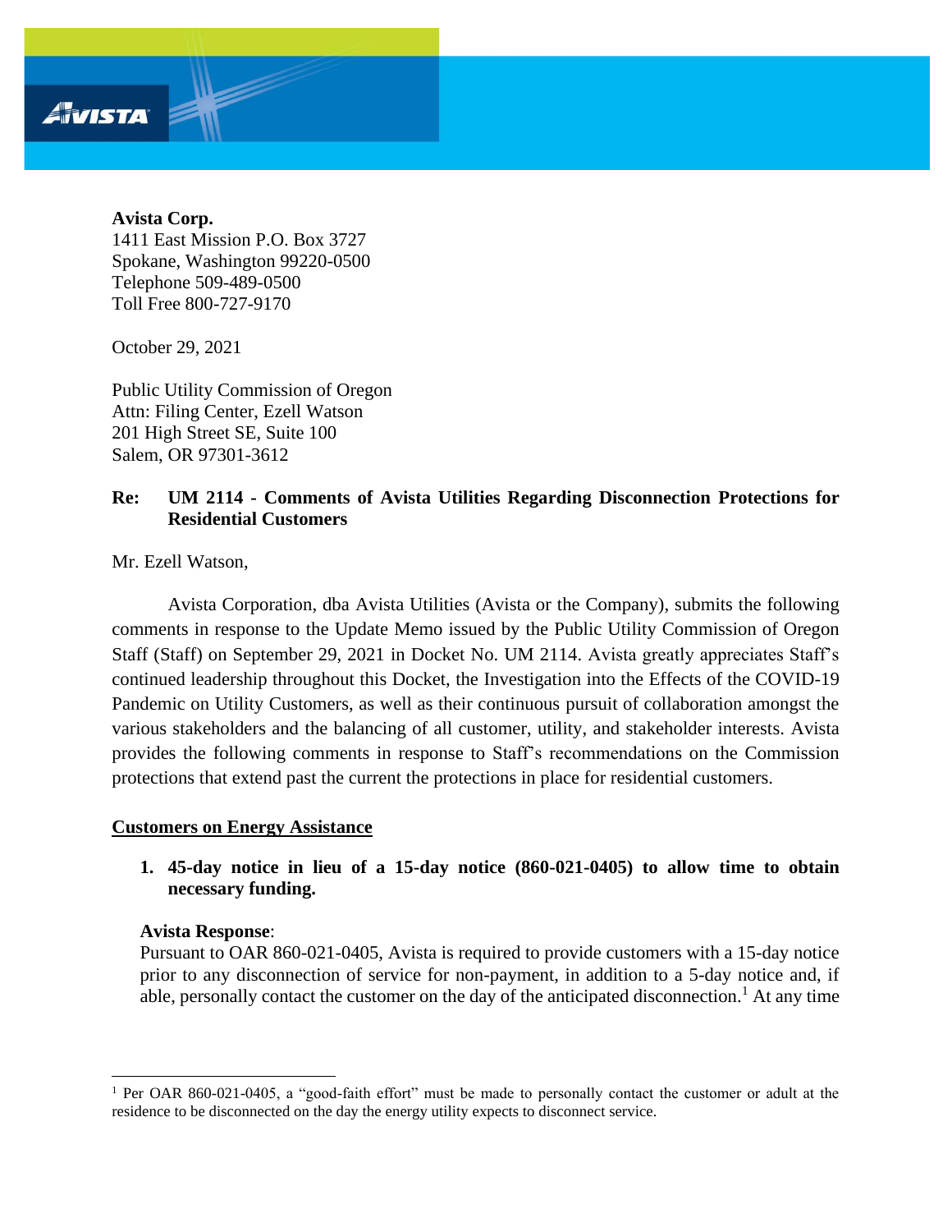**Avista Corp.**
1411 East Mission P.O. Box 3727
Spokane, Washington 99220-0500
Telephone 509-489-0500
Toll Free 800-727-9170

October 29, 2021

Public Utility Commission of Oregon
Attn: Filing Center, Ezell Watson
201 High Street SE, Suite 100
Salem, OR 97301-3612

**Re: UM 2114 - Comments of Avista Utilities Regarding Disconnection Protections for Residential Customers**

Mr. Ezell Watson,

Avista Corporation, dba Avista Utilities (Avista or the Company), submits the following comments in response to the Update Memo issued by the Public Utility Commission of Oregon Staff (Staff) on September 29, 2021 in Docket No. UM 2114. Avista greatly appreciates Staff's continued leadership throughout this Docket, the Investigation into the Effects of the COVID-19 Pandemic on Utility Customers, as well as their continuous pursuit of collaboration amongst the various stakeholders and the balancing of all customer, utility, and stakeholder interests. Avista provides the following comments in response to Staff's recommendations on the Commission protections that extend past the current the protections in place for residential customers.

## Customers on Energy Assistance

**1. 45-day notice in lieu of a 15-day notice (860-021-0405) to allow time to obtain necessary funding.**

**Avista Response**:
Pursuant to OAR 860-021-0405, Avista is required to provide customers with a 15-day notice prior to any disconnection of service for non-payment, in addition to a 5-day notice and, if able, personally contact the customer on the day of the anticipated disconnection.[1] At any time

[1] Per OAR 860-021-0405, a "good-faith effort" must be made to personally contact the customer or adult at the residence to be disconnected on the day the energy utility expects to disconnect service.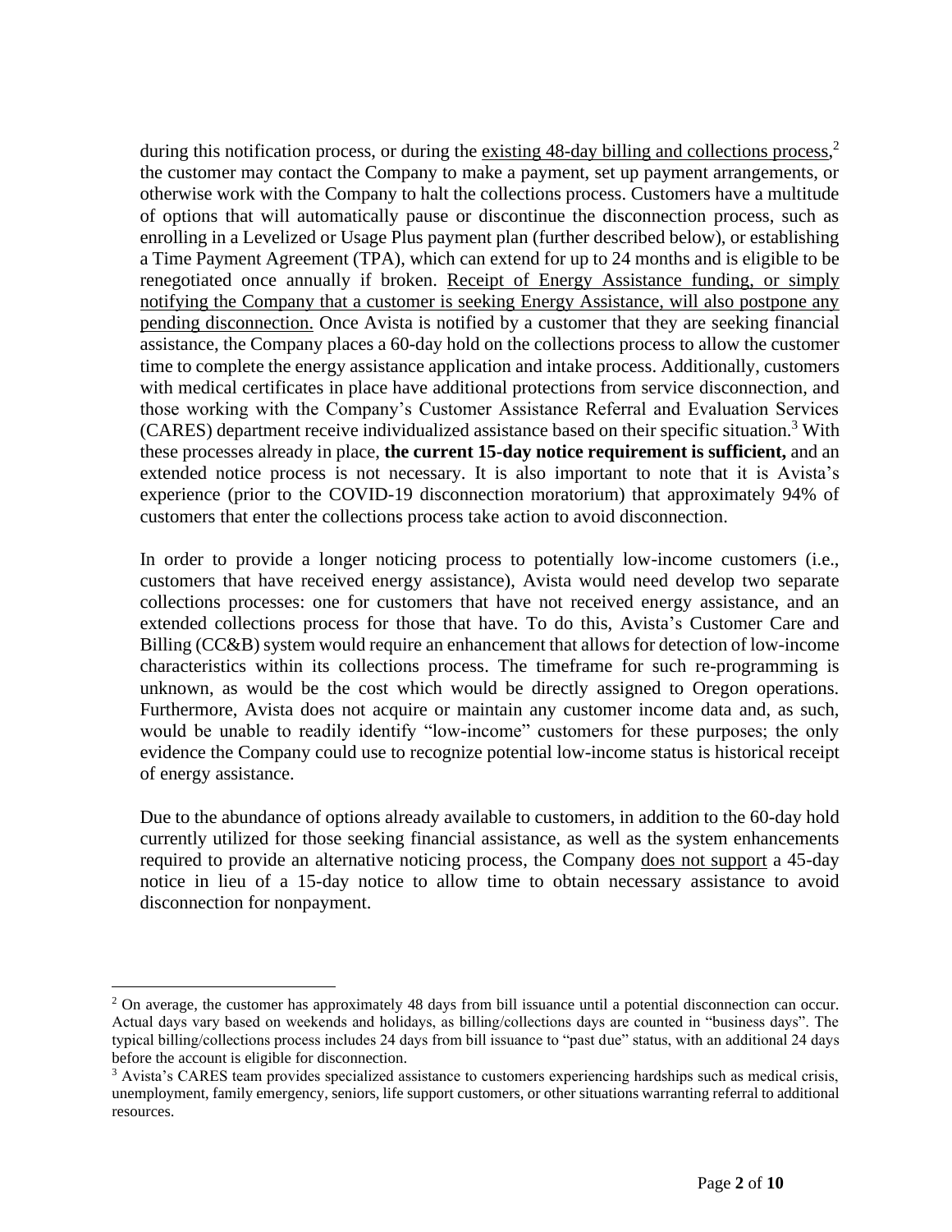during this notification process, or during the <u>existing 48-day billing and collections process</u>,[2] the customer may contact the Company to make a payment, set up payment arrangements, or otherwise work with the Company to halt the collections process. Customers have a multitude of options that will automatically pause or discontinue the disconnection process, such as enrolling in a Levelized or Usage Plus payment plan (further described below), or establishing a Time Payment Agreement (TPA), which can extend for up to 24 months and is eligible to be renegotiated once annually if broken. <u>Receipt of Energy Assistance funding, or simply notifying the Company that a customer is seeking Energy Assistance, will also postpone any pending disconnection.</u> Once Avista is notified by a customer that they are seeking financial assistance, the Company places a 60-day hold on the collections process to allow the customer time to complete the energy assistance application and intake process. Additionally, customers with medical certificates in place have additional protections from service disconnection, and those working with the Company's Customer Assistance Referral and Evaluation Services (CARES) department receive individualized assistance based on their specific situation.[3] With these processes already in place, **the current 15-day notice requirement is sufficient,** and an extended notice process is not necessary. It is also important to note that it is Avista's experience (prior to the COVID-19 disconnection moratorium) that approximately 94% of customers that enter the collections process take action to avoid disconnection.

In order to provide a longer noticing process to potentially low-income customers (i.e., customers that have received energy assistance), Avista would need develop two separate collections processes: one for customers that have not received energy assistance, and an extended collections process for those that have. To do this, Avista's Customer Care and Billing (CC&B) system would require an enhancement that allows for detection of low-income characteristics within its collections process. The timeframe for such re-programming is unknown, as would be the cost which would be directly assigned to Oregon operations. Furthermore, Avista does not acquire or maintain any customer income data and, as such, would be unable to readily identify "low-income" customers for these purposes; the only evidence the Company could use to recognize potential low-income status is historical receipt of energy assistance.

Due to the abundance of options already available to customers, in addition to the 60-day hold currently utilized for those seeking financial assistance, as well as the system enhancements required to provide an alternative noticing process, the Company <u>does not support</u> a 45-day notice in lieu of a 15-day notice to allow time to obtain necessary assistance to avoid disconnection for nonpayment.

---

[2] On average, the customer has approximately 48 days from bill issuance until a potential disconnection can occur. Actual days vary based on weekends and holidays, as billing/collections days are counted in "business days". The typical billing/collections process includes 24 days from bill issuance to "past due" status, with an additional 24 days before the account is eligible for disconnection.

[3] Avista's CARES team provides specialized assistance to customers experiencing hardships such as medical crisis, unemployment, family emergency, seniors, life support customers, or other situations warranting referral to additional resources.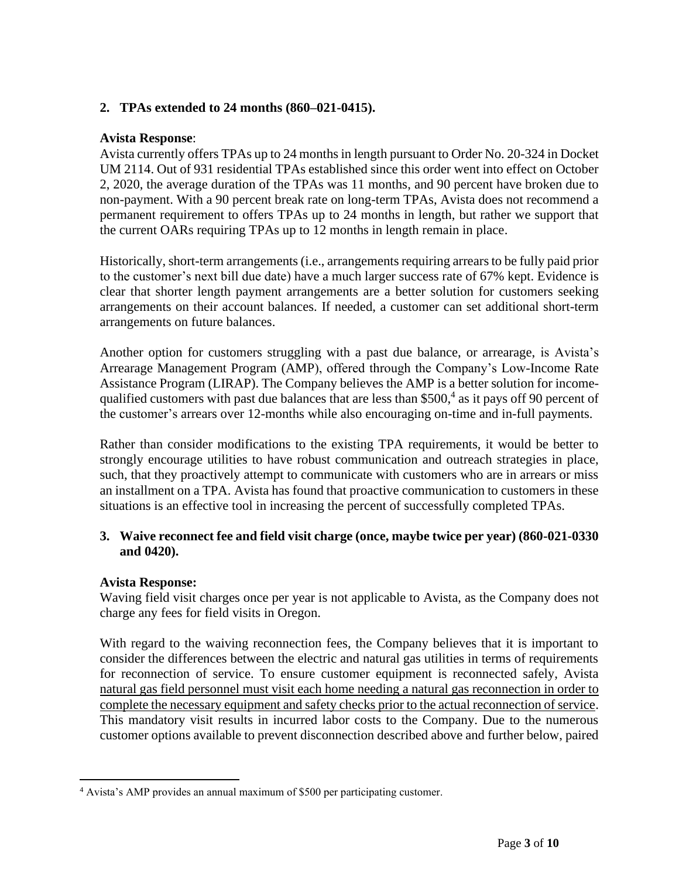## 2. TPAs extended to 24 months (860–021-0415).

**Avista Response**:
Avista currently offers TPAs up to 24 months in length pursuant to Order No. 20-324 in Docket UM 2114. Out of 931 residential TPAs established since this order went into effect on October 2, 2020, the average duration of the TPAs was 11 months, and 90 percent have broken due to non-payment. With a 90 percent break rate on long-term TPAs, Avista does not recommend a permanent requirement to offers TPAs up to 24 months in length, but rather we support that the current OARs requiring TPAs up to 12 months in length remain in place.

Historically, short-term arrangements (i.e., arrangements requiring arrears to be fully paid prior to the customer's next bill due date) have a much larger success rate of 67% kept. Evidence is clear that shorter length payment arrangements are a better solution for customers seeking arrangements on their account balances. If needed, a customer can set additional short-term arrangements on future balances.

Another option for customers struggling with a past due balance, or arrearage, is Avista's Arrearage Management Program (AMP), offered through the Company's Low-Income Rate Assistance Program (LIRAP). The Company believes the AMP is a better solution for income-qualified customers with past due balances that are less than $500,[4] as it pays off 90 percent of the customer's arrears over 12-months while also encouraging on-time and in-full payments.

Rather than consider modifications to the existing TPA requirements, it would be better to strongly encourage utilities to have robust communication and outreach strategies in place, such, that they proactively attempt to communicate with customers who are in arrears or miss an installment on a TPA. Avista has found that proactive communication to customers in these situations is an effective tool in increasing the percent of successfully completed TPAs.

## 3. Waive reconnect fee and field visit charge (once, maybe twice per year) (860-021-0330 and 0420).

**Avista Response:**
Waving field visit charges once per year is not applicable to Avista, as the Company does not charge any fees for field visits in Oregon.

With regard to the waiving reconnection fees, the Company believes that it is important to consider the differences between the electric and natural gas utilities in terms of requirements for reconnection of service. To ensure customer equipment is reconnected safely, Avista <u>natural gas field personnel must visit each home needing a natural gas reconnection in order to complete the necessary equipment and safety checks prior to the actual reconnection of service</u>. This mandatory visit results in incurred labor costs to the Company. Due to the numerous customer options available to prevent disconnection described above and further below, paired

---

[4] Avista's AMP provides an annual maximum of $500 per participating customer.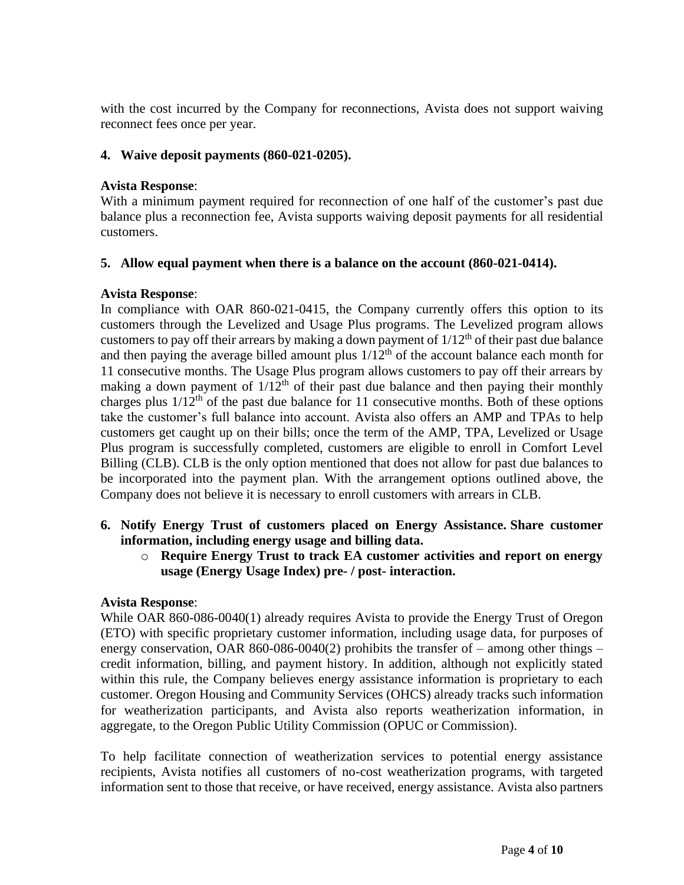with the cost incurred by the Company for reconnections, Avista does not support waiving reconnect fees once per year.

**4. Waive deposit payments (860-021-0205).**

**Avista Response**:
With a minimum payment required for reconnection of one half of the customer's past due balance plus a reconnection fee, Avista supports waiving deposit payments for all residential customers.

**5. Allow equal payment when there is a balance on the account (860-021-0414).**

**Avista Response**:
In compliance with OAR 860-021-0415, the Company currently offers this option to its customers through the Levelized and Usage Plus programs. The Levelized program allows customers to pay off their arrears by making a down payment of 1/12th of their past due balance and then paying the average billed amount plus 1/12th of the account balance each month for 11 consecutive months. The Usage Plus program allows customers to pay off their arrears by making a down payment of 1/12th of their past due balance and then paying their monthly charges plus 1/12th of the past due balance for 11 consecutive months. Both of these options take the customer's full balance into account. Avista also offers an AMP and TPAs to help customers get caught up on their bills; once the term of the AMP, TPA, Levelized or Usage Plus program is successfully completed, customers are eligible to enroll in Comfort Level Billing (CLB). CLB is the only option mentioned that does not allow for past due balances to be incorporated into the payment plan. With the arrangement options outlined above, the Company does not believe it is necessary to enroll customers with arrears in CLB.

**6. Notify Energy Trust of customers placed on Energy Assistance. Share customer information, including energy usage and billing data.**
   - **Require Energy Trust to track EA customer activities and report on energy usage (Energy Usage Index) pre- / post- interaction.**

**Avista Response**:
While OAR 860-086-0040(1) already requires Avista to provide the Energy Trust of Oregon (ETO) with specific proprietary customer information, including usage data, for purposes of energy conservation, OAR 860-086-0040(2) prohibits the transfer of – among other things – credit information, billing, and payment history. In addition, although not explicitly stated within this rule, the Company believes energy assistance information is proprietary to each customer. Oregon Housing and Community Services (OHCS) already tracks such information for weatherization participants, and Avista also reports weatherization information, in aggregate, to the Oregon Public Utility Commission (OPUC or Commission).

To help facilitate connection of weatherization services to potential energy assistance recipients, Avista notifies all customers of no-cost weatherization programs, with targeted information sent to those that receive, or have received, energy assistance. Avista also partners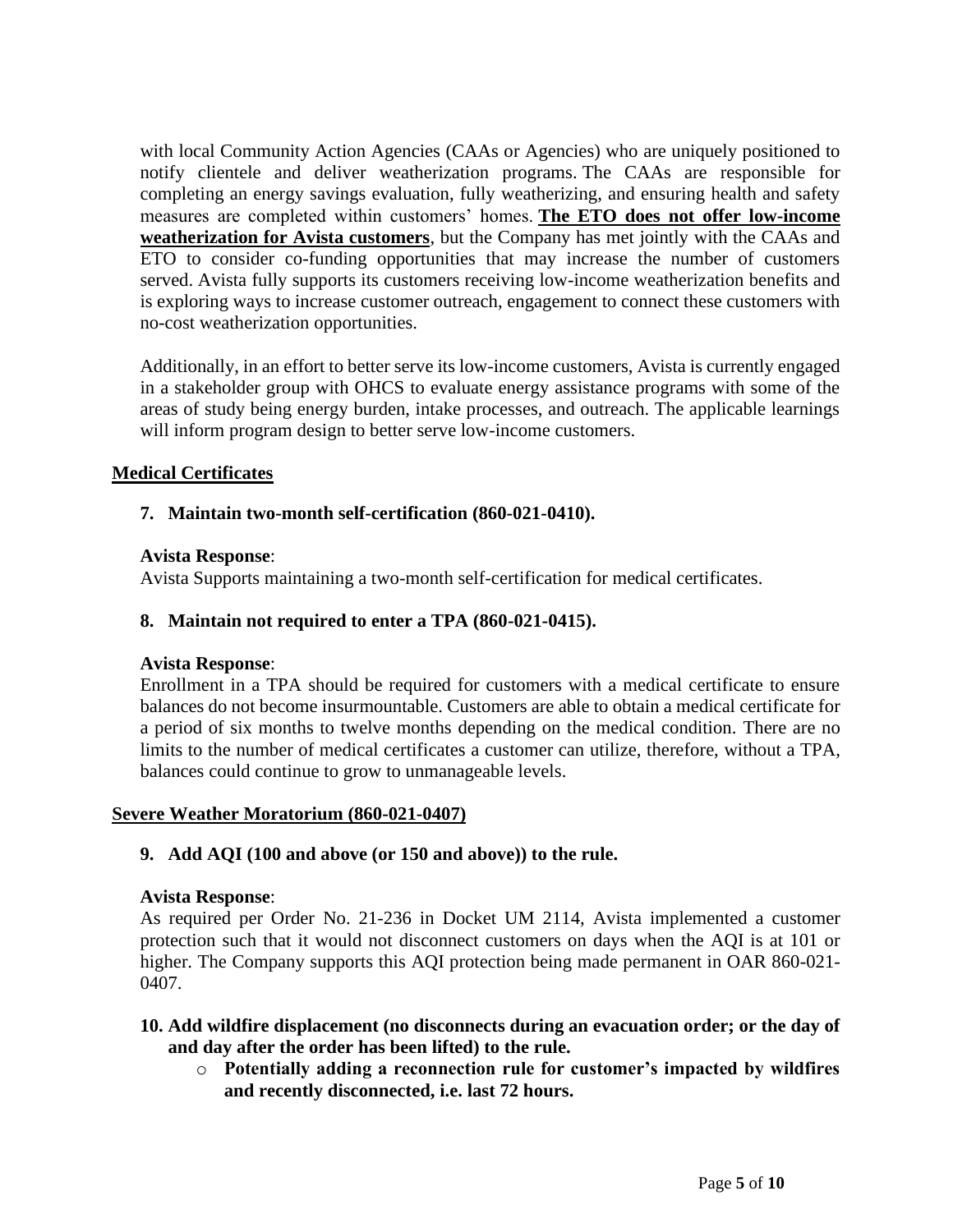with local Community Action Agencies (CAAs or Agencies) who are uniquely positioned to notify clientele and deliver weatherization programs. The CAAs are responsible for completing an energy savings evaluation, fully weatherizing, and ensuring health and safety measures are completed within customers' homes. **<u>The ETO does not offer low-income weatherization for Avista customers</u>**, but the Company has met jointly with the CAAs and ETO to consider co-funding opportunities that may increase the number of customers served. Avista fully supports its customers receiving low-income weatherization benefits and is exploring ways to increase customer outreach, engagement to connect these customers with no-cost weatherization opportunities.

Additionally, in an effort to better serve its low-income customers, Avista is currently engaged in a stakeholder group with OHCS to evaluate energy assistance programs with some of the areas of study being energy burden, intake processes, and outreach. The applicable learnings will inform program design to better serve low-income customers.

## Medical Certificates

**7. Maintain two-month self-certification (860-021-0410).**

**Avista Response**:
Avista Supports maintaining a two-month self-certification for medical certificates.

**8. Maintain not required to enter a TPA (860-021-0415).**

**Avista Response**:
Enrollment in a TPA should be required for customers with a medical certificate to ensure balances do not become insurmountable. Customers are able to obtain a medical certificate for a period of six months to twelve months depending on the medical condition. There are no limits to the number of medical certificates a customer can utilize, therefore, without a TPA, balances could continue to grow to unmanageable levels.

## Severe Weather Moratorium (860-021-0407)

**9. Add AQI (100 and above (or 150 and above)) to the rule.**

**Avista Response**:
As required per Order No. 21-236 in Docket UM 2114, Avista implemented a customer protection such that it would not disconnect customers on days when the AQI is at 101 or higher. The Company supports this AQI protection being made permanent in OAR 860-021-0407.

**10. Add wildfire displacement (no disconnects during an evacuation order; or the day of and day after the order has been lifted) to the rule.**

- **Potentially adding a reconnection rule for customer's impacted by wildfires and recently disconnected, i.e. last 72 hours.**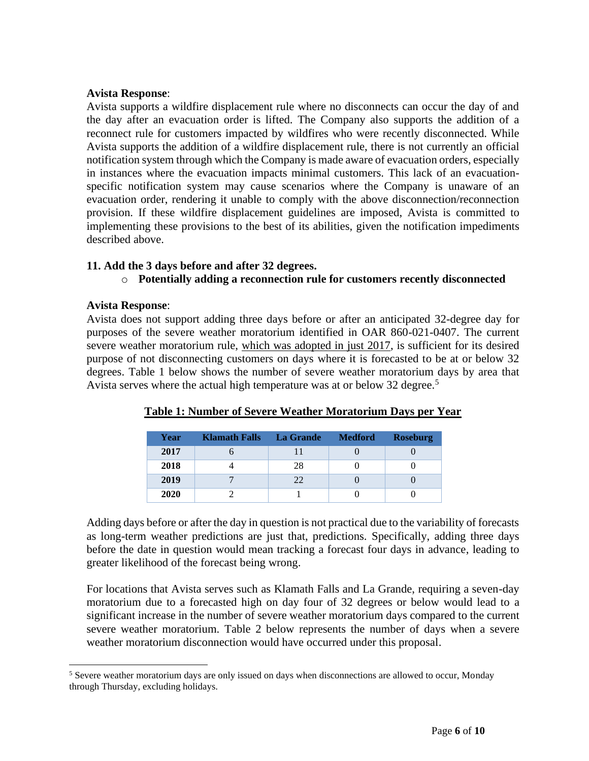**Avista Response**:
Avista supports a wildfire displacement rule where no disconnects can occur the day of and the day after an evacuation order is lifted. The Company also supports the addition of a reconnect rule for customers impacted by wildfires who were recently disconnected. While Avista supports the addition of a wildfire displacement rule, there is not currently an official notification system through which the Company is made aware of evacuation orders, especially in instances where the evacuation impacts minimal customers. This lack of an evacuation-specific notification system may cause scenarios where the Company is unaware of an evacuation order, rendering it unable to comply with the above disconnection/reconnection provision. If these wildfire displacement guidelines are imposed, Avista is committed to implementing these provisions to the best of its abilities, given the notification impediments described above.

**11. Add the 3 days before and after 32 degrees.**

- **Potentially adding a reconnection rule for customers recently disconnected**

**Avista Response**:
Avista does not support adding three days before or after an anticipated 32-degree day for purposes of the severe weather moratorium identified in OAR 860-021-0407. The current severe weather moratorium rule, <u>which was adopted in just 2017</u>, is sufficient for its desired purpose of not disconnecting customers on days where it is forecasted to be at or below 32 degrees. Table 1 below shows the number of severe weather moratorium days by area that Avista serves where the actual high temperature was at or below 32 degree.[5]

**<u>Table 1: Number of Severe Weather Moratorium Days per Year</u>**

| Year | Klamath Falls | La Grande | Medford | Roseburg |
|---|---|---|---|---|
| **2017** | 6 | 11 | 0 | 0 |
| **2018** | 4 | 28 | 0 | 0 |
| **2019** | 7 | 22 | 0 | 0 |
| **2020** | 2 | 1 | 0 | 0 |

Adding days before or after the day in question is not practical due to the variability of forecasts as long-term weather predictions are just that, predictions. Specifically, adding three days before the date in question would mean tracking a forecast four days in advance, leading to greater likelihood of the forecast being wrong.

For locations that Avista serves such as Klamath Falls and La Grande, requiring a seven-day moratorium due to a forecasted high on day four of 32 degrees or below would lead to a significant increase in the number of severe weather moratorium days compared to the current severe weather moratorium. Table 2 below represents the number of days when a severe weather moratorium disconnection would have occurred under this proposal.

[5] Severe weather moratorium days are only issued on days when disconnections are allowed to occur, Monday through Thursday, excluding holidays.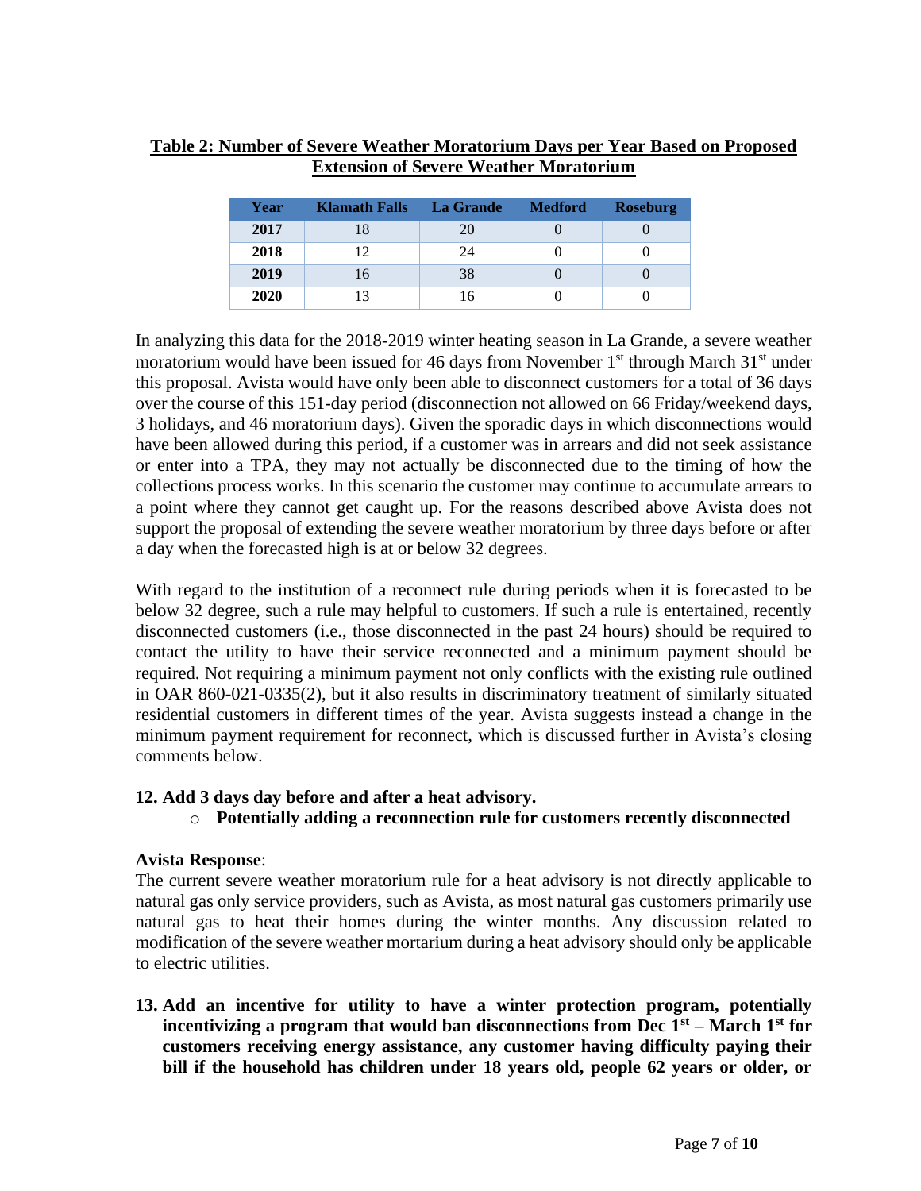**Table 2: Number of Severe Weather Moratorium Days per Year Based on Proposed Extension of Severe Weather Moratorium**

| Year | Klamath Falls | La Grande | Medford | Roseburg |
|---|---|---|---|---|
| 2017 | 18 | 20 | 0 | 0 |
| 2018 | 12 | 24 | 0 | 0 |
| 2019 | 16 | 38 | 0 | 0 |
| 2020 | 13 | 16 | 0 | 0 |

In analyzing this data for the 2018-2019 winter heating season in La Grande, a severe weather moratorium would have been issued for 46 days from November 1st through March 31st under this proposal. Avista would have only been able to disconnect customers for a total of 36 days over the course of this 151-day period (disconnection not allowed on 66 Friday/weekend days, 3 holidays, and 46 moratorium days). Given the sporadic days in which disconnections would have been allowed during this period, if a customer was in arrears and did not seek assistance or enter into a TPA, they may not actually be disconnected due to the timing of how the collections process works. In this scenario the customer may continue to accumulate arrears to a point where they cannot get caught up. For the reasons described above Avista does not support the proposal of extending the severe weather moratorium by three days before or after a day when the forecasted high is at or below 32 degrees.

With regard to the institution of a reconnect rule during periods when it is forecasted to be below 32 degree, such a rule may helpful to customers. If such a rule is entertained, recently disconnected customers (i.e., those disconnected in the past 24 hours) should be required to contact the utility to have their service reconnected and a minimum payment should be required. Not requiring a minimum payment not only conflicts with the existing rule outlined in OAR 860-021-0335(2), but it also results in discriminatory treatment of similarly situated residential customers in different times of the year. Avista suggests instead a change in the minimum payment requirement for reconnect, which is discussed further in Avista's closing comments below.

**12. Add 3 days day before and after a heat advisory.**

- **Potentially adding a reconnection rule for customers recently disconnected**

**Avista Response**:
The current severe weather moratorium rule for a heat advisory is not directly applicable to natural gas only service providers, such as Avista, as most natural gas customers primarily use natural gas to heat their homes during the winter months. Any discussion related to modification of the severe weather mortarium during a heat advisory should only be applicable to electric utilities.

**13. Add an incentive for utility to have a winter protection program, potentially incentivizing a program that would ban disconnections from Dec 1st – March 1st for customers receiving energy assistance, any customer having difficulty paying their bill if the household has children under 18 years old, people 62 years or older, or**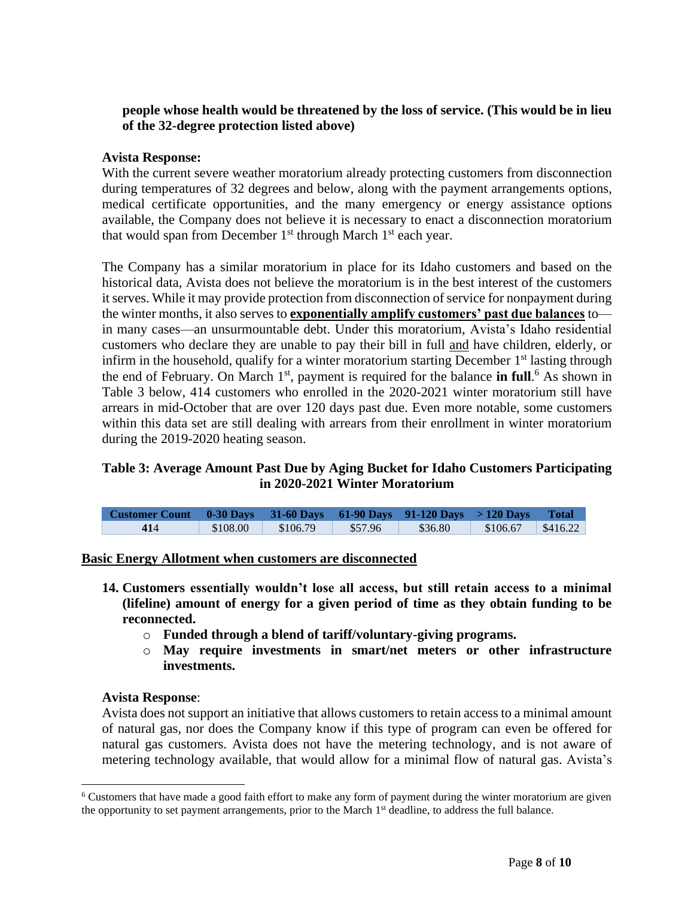**people whose health would be threatened by the loss of service. (This would be in lieu of the 32-degree protection listed above)**

**Avista Response:**

With the current severe weather moratorium already protecting customers from disconnection during temperatures of 32 degrees and below, along with the payment arrangements options, medical certificate opportunities, and the many emergency or energy assistance options available, the Company does not believe it is necessary to enact a disconnection moratorium that would span from December 1st through March 1st each year.

The Company has a similar moratorium in place for its Idaho customers and based on the historical data, Avista does not believe the moratorium is in the best interest of the customers it serves. While it may provide protection from disconnection of service for nonpayment during the winter months, it also serves to **exponentially amplify customers' past due balances** to—in many cases—an unsurmountable debt. Under this moratorium, Avista's Idaho residential customers who declare they are unable to pay their bill in full and have children, elderly, or infirm in the household, qualify for a winter moratorium starting December 1st lasting through the end of February. On March 1st, payment is required for the balance **in full**.[6] As shown in Table 3 below, 414 customers who enrolled in the 2020-2021 winter moratorium still have arrears in mid-October that are over 120 days past due. Even more notable, some customers within this data set are still dealing with arrears from their enrollment in winter moratorium during the 2019-2020 heating season.

**Table 3: Average Amount Past Due by Aging Bucket for Idaho Customers Participating in 2020-2021 Winter Moratorium**

| Customer Count | 0-30 Days | 31-60 Days | 61-90 Days | 91-120 Days | > 120 Days | Total |
|---|---|---|---|---|---|---|
| 414 | $108.00 | $106.79 | $57.96 | $36.80 | $106.67 | $416.22 |

**Basic Energy Allotment when customers are disconnected**

14. **Customers essentially wouldn't lose all access, but still retain access to a minimal (lifeline) amount of energy for a given period of time as they obtain funding to be reconnected.**
    - **Funded through a blend of tariff/voluntary-giving programs.**
    - **May require investments in smart/net meters or other infrastructure investments.**

**Avista Response**:

Avista does not support an initiative that allows customers to retain access to a minimal amount of natural gas, nor does the Company know if this type of program can even be offered for natural gas customers. Avista does not have the metering technology, and is not aware of metering technology available, that would allow for a minimal flow of natural gas. Avista's

[6] Customers that have made a good faith effort to make any form of payment during the winter moratorium are given the opportunity to set payment arrangements, prior to the March 1st deadline, to address the full balance.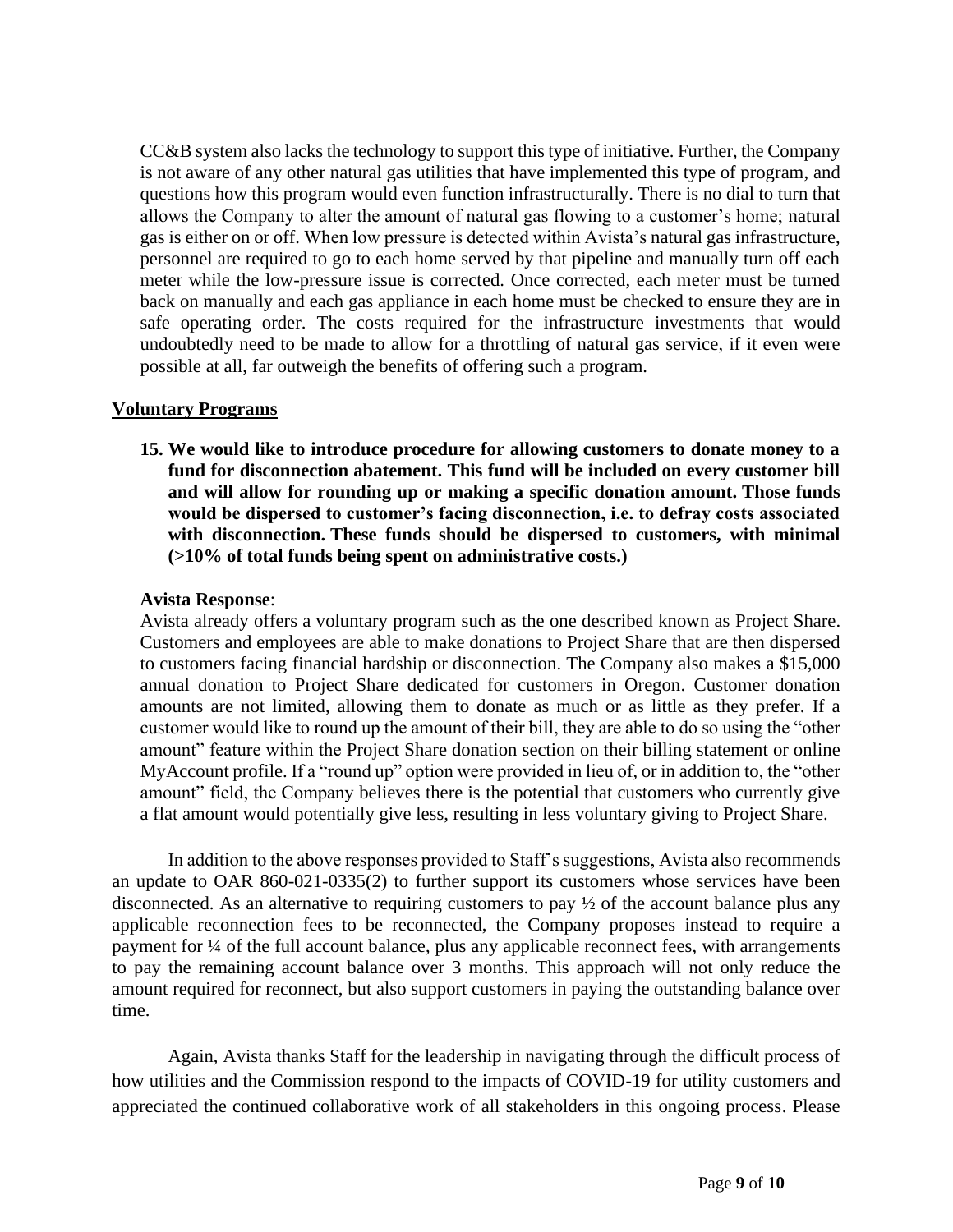CC&B system also lacks the technology to support this type of initiative. Further, the Company is not aware of any other natural gas utilities that have implemented this type of program, and questions how this program would even function infrastructurally. There is no dial to turn that allows the Company to alter the amount of natural gas flowing to a customer's home; natural gas is either on or off. When low pressure is detected within Avista's natural gas infrastructure, personnel are required to go to each home served by that pipeline and manually turn off each meter while the low-pressure issue is corrected. Once corrected, each meter must be turned back on manually and each gas appliance in each home must be checked to ensure they are in safe operating order. The costs required for the infrastructure investments that would undoubtedly need to be made to allow for a throttling of natural gas service, if it even were possible at all, far outweigh the benefits of offering such a program.

**Voluntary Programs**

**15. We would like to introduce procedure for allowing customers to donate money to a fund for disconnection abatement. This fund will be included on every customer bill and will allow for rounding up or making a specific donation amount. Those funds would be dispersed to customer's facing disconnection, i.e. to defray costs associated with disconnection. These funds should be dispersed to customers, with minimal (>10% of total funds being spent on administrative costs.)**

**Avista Response**:
Avista already offers a voluntary program such as the one described known as Project Share. Customers and employees are able to make donations to Project Share that are then dispersed to customers facing financial hardship or disconnection. The Company also makes a $15,000 annual donation to Project Share dedicated for customers in Oregon. Customer donation amounts are not limited, allowing them to donate as much or as little as they prefer. If a customer would like to round up the amount of their bill, they are able to do so using the "other amount" feature within the Project Share donation section on their billing statement or online MyAccount profile. If a "round up" option were provided in lieu of, or in addition to, the "other amount" field, the Company believes there is the potential that customers who currently give a flat amount would potentially give less, resulting in less voluntary giving to Project Share.

In addition to the above responses provided to Staff's suggestions, Avista also recommends an update to OAR 860-021-0335(2) to further support its customers whose services have been disconnected. As an alternative to requiring customers to pay ½ of the account balance plus any applicable reconnection fees to be reconnected, the Company proposes instead to require a payment for ¼ of the full account balance, plus any applicable reconnect fees, with arrangements to pay the remaining account balance over 3 months. This approach will not only reduce the amount required for reconnect, but also support customers in paying the outstanding balance over time.

Again, Avista thanks Staff for the leadership in navigating through the difficult process of how utilities and the Commission respond to the impacts of COVID-19 for utility customers and appreciated the continued collaborative work of all stakeholders in this ongoing process. Please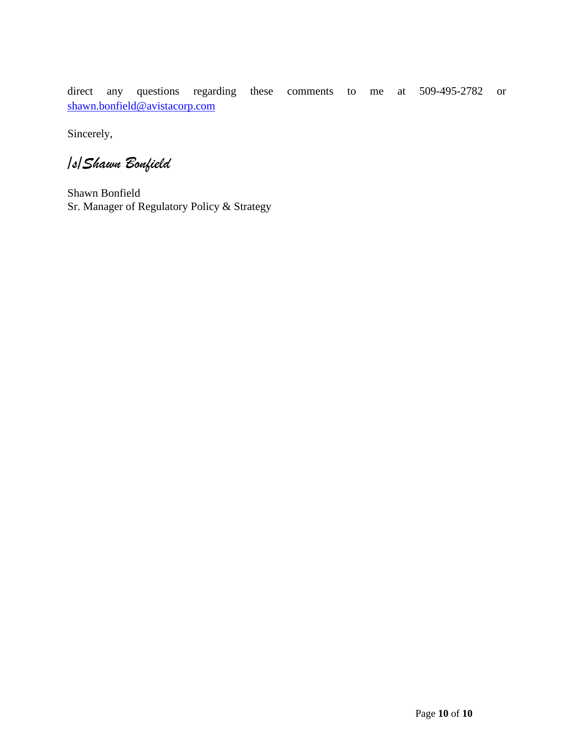direct any questions regarding these comments to me at 509-495-2782 or shawn.bonfield@avistacorp.com

Sincerely,

*/s/Shawn Bonfield*

Shawn Bonfield
Sr. Manager of Regulatory Policy & Strategy